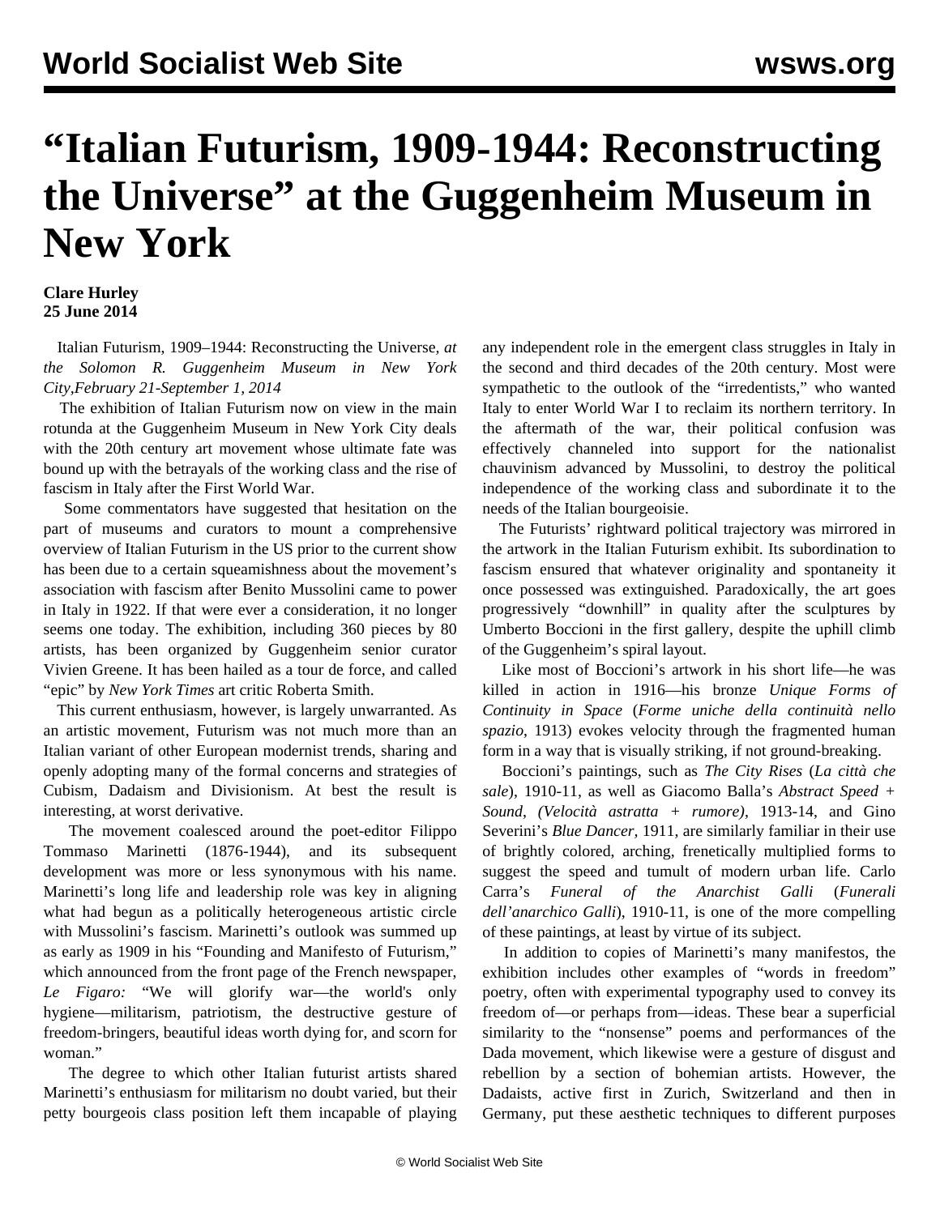# "Italian Futurism, 1909-1944: Reconstructing the Universe" at the Guggenheim Museum in New York

**Clare Hurley**
**25 June 2014**

Italian Futurism, 1909–1944: Reconstructing the Universe*, at the Solomon R. Guggenheim Museum in New York City,February 21-September 1, 2014*

The exhibition of Italian Futurism now on view in the main rotunda at the Guggenheim Museum in New York City deals with the 20th century art movement whose ultimate fate was bound up with the betrayals of the working class and the rise of fascism in Italy after the First World War.

Some commentators have suggested that hesitation on the part of museums and curators to mount a comprehensive overview of Italian Futurism in the US prior to the current show has been due to a certain squeamishness about the movement's association with fascism after Benito Mussolini came to power in Italy in 1922. If that were ever a consideration, it no longer seems one today. The exhibition, including 360 pieces by 80 artists, has been organized by Guggenheim senior curator Vivien Greene. It has been hailed as a tour de force, and called "epic" by *New York Times* art critic Roberta Smith.

This current enthusiasm, however, is largely unwarranted. As an artistic movement, Futurism was not much more than an Italian variant of other European modernist trends, sharing and openly adopting many of the formal concerns and strategies of Cubism, Dadaism and Divisionism. At best the result is interesting, at worst derivative.

The movement coalesced around the poet-editor Filippo Tommaso Marinetti (1876-1944), and its subsequent development was more or less synonymous with his name. Marinetti's long life and leadership role was key in aligning what had begun as a politically heterogeneous artistic circle with Mussolini's fascism. Marinetti's outlook was summed up as early as 1909 in his "Founding and Manifesto of Futurism," which announced from the front page of the French newspaper, *Le Figaro:* "We will glorify war—the world's only hygiene—militarism, patriotism, the destructive gesture of freedom-bringers, beautiful ideas worth dying for, and scorn for woman."

The degree to which other Italian futurist artists shared Marinetti's enthusiasm for militarism no doubt varied, but their petty bourgeois class position left them incapable of playing any independent role in the emergent class struggles in Italy in the second and third decades of the 20th century. Most were sympathetic to the outlook of the "irredentists," who wanted Italy to enter World War I to reclaim its northern territory. In the aftermath of the war, their political confusion was effectively channeled into support for the nationalist chauvinism advanced by Mussolini, to destroy the political independence of the working class and subordinate it to the needs of the Italian bourgeoisie.

The Futurists' rightward political trajectory was mirrored in the artwork in the Italian Futurism exhibit. Its subordination to fascism ensured that whatever originality and spontaneity it once possessed was extinguished. Paradoxically, the art goes progressively "downhill" in quality after the sculptures by Umberto Boccioni in the first gallery, despite the uphill climb of the Guggenheim's spiral layout.

Like most of Boccioni's artwork in his short life—he was killed in action in 1916—his bronze *Unique Forms of Continuity in Space* (*Forme uniche della continuità nello spazio*, 1913) evokes velocity through the fragmented human form in a way that is visually striking, if not ground-breaking.

Boccioni's paintings, such as *The City Rises* (*La città che sale*), 1910-11, as well as Giacomo Balla's *Abstract Speed + Sound*, *(Velocità astratta + rumore)*, 1913-14, and Gino Severini's *Blue Dancer*, 1911, are similarly familiar in their use of brightly colored, arching, frenetically multiplied forms to suggest the speed and tumult of modern urban life. Carlo Carra's *Funeral of the Anarchist Galli* (*Funerali dell'anarchico Galli*), 1910-11, is one of the more compelling of these paintings, at least by virtue of its subject.

In addition to copies of Marinetti's many manifestos, the exhibition includes other examples of "words in freedom" poetry, often with experimental typography used to convey its freedom of—or perhaps from—ideas. These bear a superficial similarity to the "nonsense" poems and performances of the Dada movement, which likewise were a gesture of disgust and rebellion by a section of bohemian artists. However, the Dadaists, active first in Zurich, Switzerland and then in Germany, put these aesthetic techniques to different purposes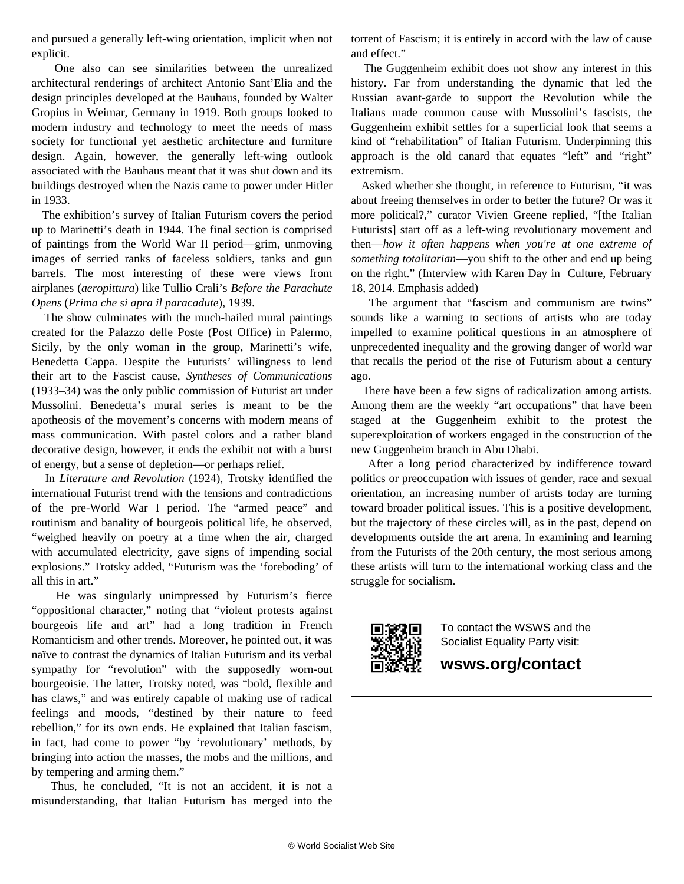and pursued a generally left-wing orientation, implicit when not explicit.

One also can see similarities between the unrealized architectural renderings of architect Antonio Sant'Elia and the design principles developed at the Bauhaus, founded by Walter Gropius in Weimar, Germany in 1919. Both groups looked to modern industry and technology to meet the needs of mass society for functional yet aesthetic architecture and furniture design. Again, however, the generally left-wing outlook associated with the Bauhaus meant that it was shut down and its buildings destroyed when the Nazis came to power under Hitler in 1933.

The exhibition's survey of Italian Futurism covers the period up to Marinetti's death in 1944. The final section is comprised of paintings from the World War II period—grim, unmoving images of serried ranks of faceless soldiers, tanks and gun barrels. The most interesting of these were views from airplanes (*aeropittura*) like Tullio Crali's *Before the Parachute Opens* (*Prima che si apra il paracadute*), 1939.

The show culminates with the much-hailed mural paintings created for the Palazzo delle Poste (Post Office) in Palermo, Sicily, by the only woman in the group, Marinetti's wife, Benedetta Cappa. Despite the Futurists' willingness to lend their art to the Fascist cause, *Syntheses of Communications* (1933–34) was the only public commission of Futurist art under Mussolini. Benedetta's mural series is meant to be the apotheosis of the movement's concerns with modern means of mass communication. With pastel colors and a rather bland decorative design, however, it ends the exhibit not with a burst of energy, but a sense of depletion—or perhaps relief.

In *Literature and Revolution* (1924), Trotsky identified the international Futurist trend with the tensions and contradictions of the pre-World War I period. The "armed peace" and routinism and banality of bourgeois political life, he observed, "weighed heavily on poetry at a time when the air, charged with accumulated electricity, gave signs of impending social explosions." Trotsky added, "Futurism was the 'foreboding' of all this in art."

He was singularly unimpressed by Futurism's fierce "oppositional character," noting that "violent protests against bourgeois life and art" had a long tradition in French Romanticism and other trends. Moreover, he pointed out, it was naïve to contrast the dynamics of Italian Futurism and its verbal sympathy for "revolution" with the supposedly worn-out bourgeoisie. The latter, Trotsky noted, was "bold, flexible and has claws," and was entirely capable of making use of radical feelings and moods, "destined by their nature to feed rebellion," for its own ends. He explained that Italian fascism, in fact, had come to power "by 'revolutionary' methods, by bringing into action the masses, the mobs and the millions, and by tempering and arming them."

Thus, he concluded, "It is not an accident, it is not a misunderstanding, that Italian Futurism has merged into the torrent of Fascism; it is entirely in accord with the law of cause and effect."

The Guggenheim exhibit does not show any interest in this history. Far from understanding the dynamic that led the Russian avant-garde to support the Revolution while the Italians made common cause with Mussolini's fascists, the Guggenheim exhibit settles for a superficial look that seems a kind of "rehabilitation" of Italian Futurism. Underpinning this approach is the old canard that equates "left" and "right" extremism.

Asked whether she thought, in reference to Futurism, "it was about freeing themselves in order to better the future? Or was it more political?," curator Vivien Greene replied, "[the Italian Futurists] start off as a left-wing revolutionary movement and then—*how it often happens when you're at one extreme of something totalitarian*—you shift to the other and end up being on the right." (Interview with Karen Day in Culture, February 18, 2014. Emphasis added)

The argument that "fascism and communism are twins" sounds like a warning to sections of artists who are today impelled to examine political questions in an atmosphere of unprecedented inequality and the growing danger of world war that recalls the period of the rise of Futurism about a century ago.

There have been a few signs of radicalization among artists. Among them are the weekly "art occupations" that have been staged at the Guggenheim exhibit to the protest the superexploitation of workers engaged in the construction of the new Guggenheim branch in Abu Dhabi.

After a long period characterized by indifference toward politics or preoccupation with issues of gender, race and sexual orientation, an increasing number of artists today are turning toward broader political issues. This is a positive development, but the trajectory of these circles will, as in the past, depend on developments outside the art arena. In examining and learning from the Futurists of the 20th century, the most serious among these artists will turn to the international working class and the struggle for socialism.

To contact the WSWS and the Socialist Equality Party visit:

**wsws.org/contact**